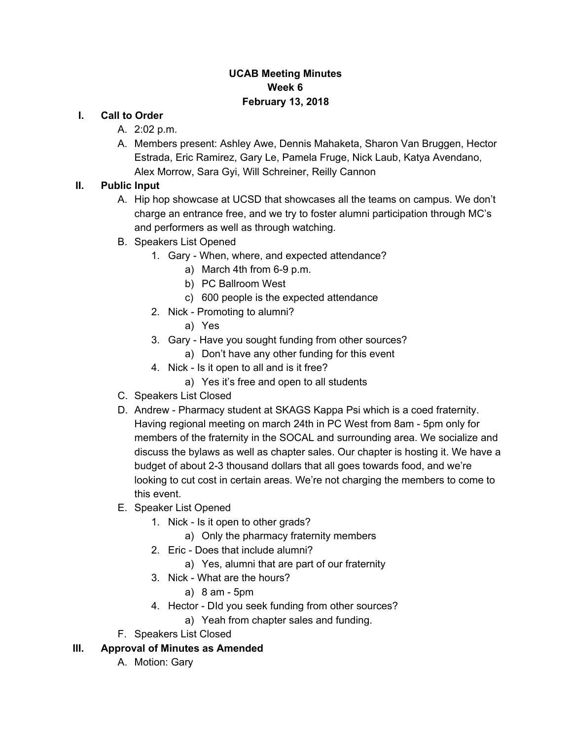**UCAB Meeting Minutes**
**Week 6**
**February 13, 2018**

I. **Call to Order**
   A. 2:02 p.m.
   A. Members present: Ashley Awe, Dennis Mahaketa, Sharon Van Bruggen, Hector Estrada, Eric Ramirez, Gary Le, Pamela Fruge, Nick Laub, Katya Avendano, Alex Morrow, Sara Gyi, Will Schreiner, Reilly Cannon

II. **Public Input**
   A. Hip hop showcase at UCSD that showcases all the teams on campus. We don't charge an entrance free, and we try to foster alumni participation through MC's and performers as well as through watching.
   B. Speakers List Opened
      1. Gary - When, where, and expected attendance?
         a) March 4th from 6-9 p.m.
         b) PC Ballroom West
         c) 600 people is the expected attendance
      2. Nick - Promoting to alumni?
         a) Yes
      3. Gary - Have you sought funding from other sources?
         a) Don't have any other funding for this event
      4. Nick - Is it open to all and is it free?
         a) Yes it's free and open to all students
   C. Speakers List Closed
   D. Andrew - Pharmacy student at SKAGS Kappa Psi which is a coed fraternity. Having regional meeting on march 24th in PC West from 8am - 5pm only for members of the fraternity in the SOCAL and surrounding area. We socialize and discuss the bylaws as well as chapter sales. Our chapter is hosting it. We have a budget of about 2-3 thousand dollars that all goes towards food, and we're looking to cut cost in certain areas. We're not charging the members to come to this event.
   E. Speaker List Opened
      1. Nick - Is it open to other grads?
         a) Only the pharmacy fraternity members
      2. Eric - Does that include alumni?
         a) Yes, alumni that are part of our fraternity
      3. Nick - What are the hours?
         a) 8 am - 5pm
      4. Hector - DId you seek funding from other sources?
         a) Yeah from chapter sales and funding.
   F. Speakers List Closed

III. **Approval of Minutes as Amended**
   A. Motion: Gary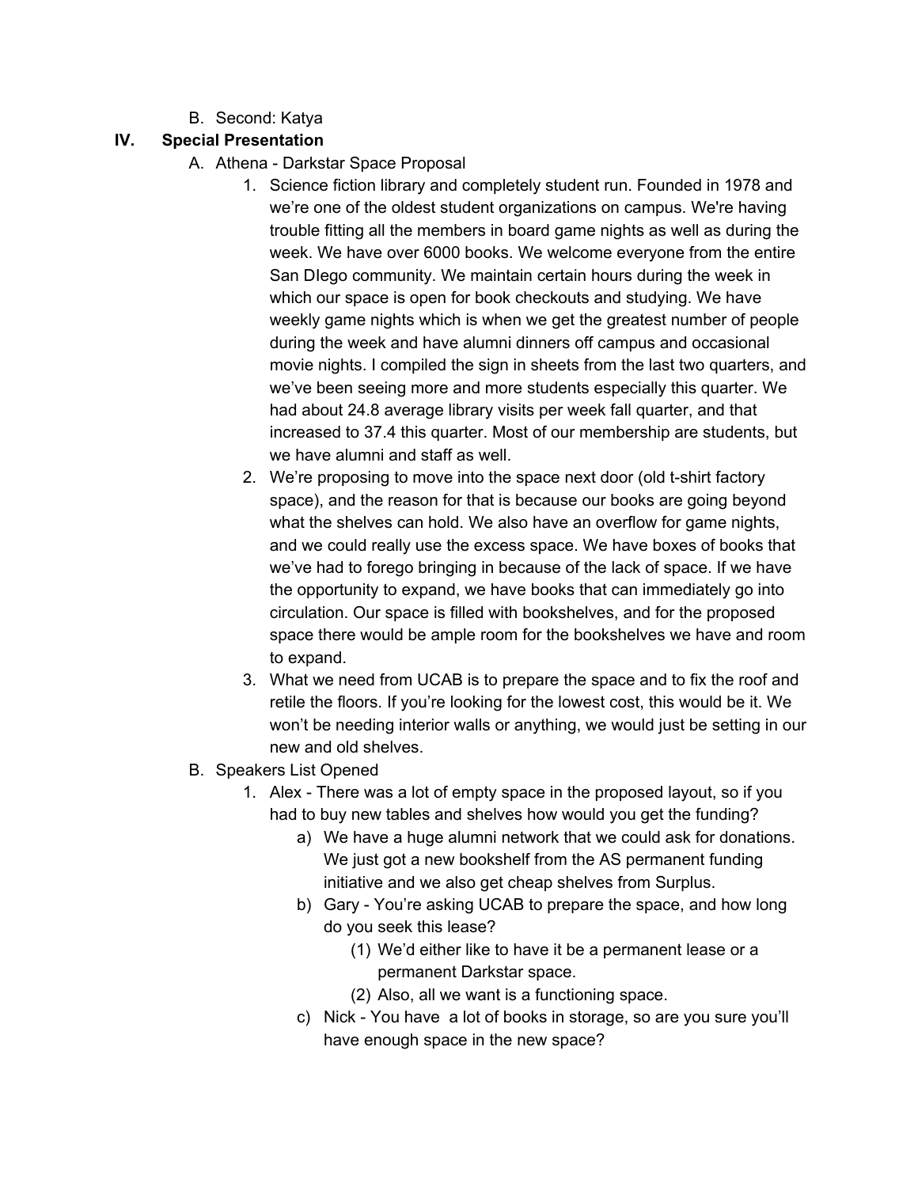B. Second: Katya

**IV. Special Presentation**

A. Athena - Darkstar Space Proposal

1. Science fiction library and completely student run. Founded in 1978 and we're one of the oldest student organizations on campus. We're having trouble fitting all the members in board game nights as well as during the week. We have over 6000 books. We welcome everyone from the entire San DIego community. We maintain certain hours during the week in which our space is open for book checkouts and studying. We have weekly game nights which is when we get the greatest number of people during the week and have alumni dinners off campus and occasional movie nights. I compiled the sign in sheets from the last two quarters, and we've been seeing more and more students especially this quarter. We had about 24.8 average library visits per week fall quarter, and that increased to 37.4 this quarter. Most of our membership are students, but we have alumni and staff as well.
2. We're proposing to move into the space next door (old t-shirt factory space), and the reason for that is because our books are going beyond what the shelves can hold. We also have an overflow for game nights, and we could really use the excess space. We have boxes of books that we've had to forego bringing in because of the lack of space. If we have the opportunity to expand, we have books that can immediately go into circulation. Our space is filled with bookshelves, and for the proposed space there would be ample room for the bookshelves we have and room to expand.
3. What we need from UCAB is to prepare the space and to fix the roof and retile the floors. If you're looking for the lowest cost, this would be it. We won't be needing interior walls or anything, we would just be setting in our new and old shelves.

B. Speakers List Opened

1. Alex - There was a lot of empty space in the proposed layout, so if you had to buy new tables and shelves how would you get the funding?
    a) We have a huge alumni network that we could ask for donations. We just got a new bookshelf from the AS permanent funding initiative and we also get cheap shelves from Surplus.
    b) Gary - You're asking UCAB to prepare the space, and how long do you seek this lease?
        (1) We'd either like to have it be a permanent lease or a permanent Darkstar space.
        (2) Also, all we want is a functioning space.
    c) Nick - You have a lot of books in storage, so are you sure you'll have enough space in the new space?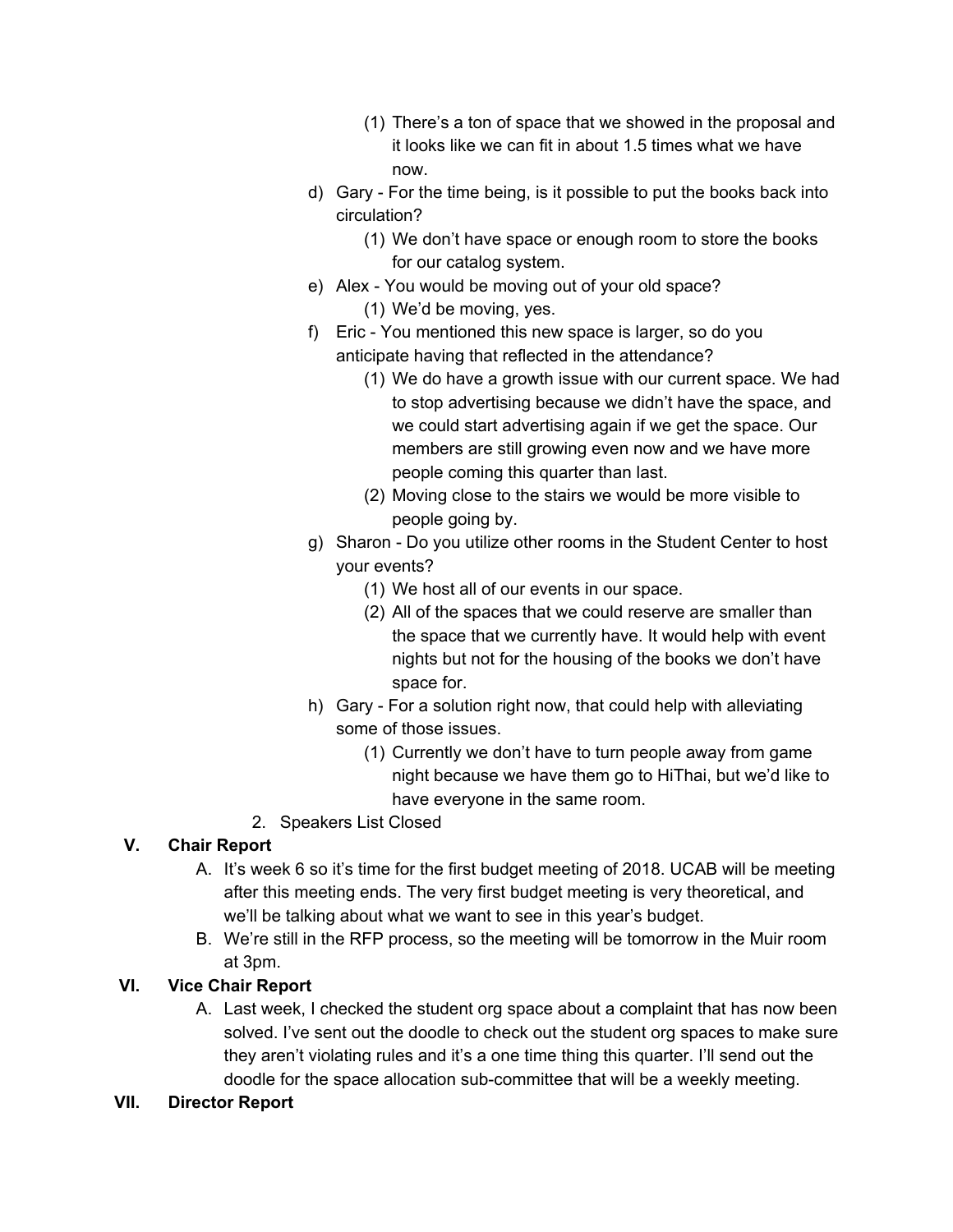(1) There's a ton of space that we showed in the proposal and it looks like we can fit in about 1.5 times what we have now.

        d) Gary - For the time being, is it possible to put the books back into circulation?
            (1) We don't have space or enough room to store the books for our catalog system.
        e) Alex - You would be moving out of your old space?
            (1) We'd be moving, yes.
        f) Eric - You mentioned this new space is larger, so do you anticipate having that reflected in the attendance?
            (1) We do have a growth issue with our current space. We had to stop advertising because we didn't have the space, and we could start advertising again if we get the space. Our members are still growing even now and we have more people coming this quarter than last.
            (2) Moving close to the stairs we would be more visible to people going by.
        g) Sharon - Do you utilize other rooms in the Student Center to host your events?
            (1) We host all of our events in our space.
            (2) All of the spaces that we could reserve are smaller than the space that we currently have. It would help with event nights but not for the housing of the books we don't have space for.
        h) Gary - For a solution right now, that could help with alleviating some of those issues.
            (1) Currently we don't have to turn people away from game night because we have them go to HiThai, but we'd like to have everyone in the same room.
    2. Speakers List Closed

## V. Chair Report

A. It's week 6 so it's time for the first budget meeting of 2018. UCAB will be meeting after this meeting ends. The very first budget meeting is very theoretical, and we'll be talking about what we want to see in this year's budget.

B. We're still in the RFP process, so the meeting will be tomorrow in the Muir room at 3pm.

## VI. Vice Chair Report

A. Last week, I checked the student org space about a complaint that has now been solved. I've sent out the doodle to check out the student org spaces to make sure they aren't violating rules and it's a one time thing this quarter. I'll send out the doodle for the space allocation sub-committee that will be a weekly meeting.

## VII. Director Report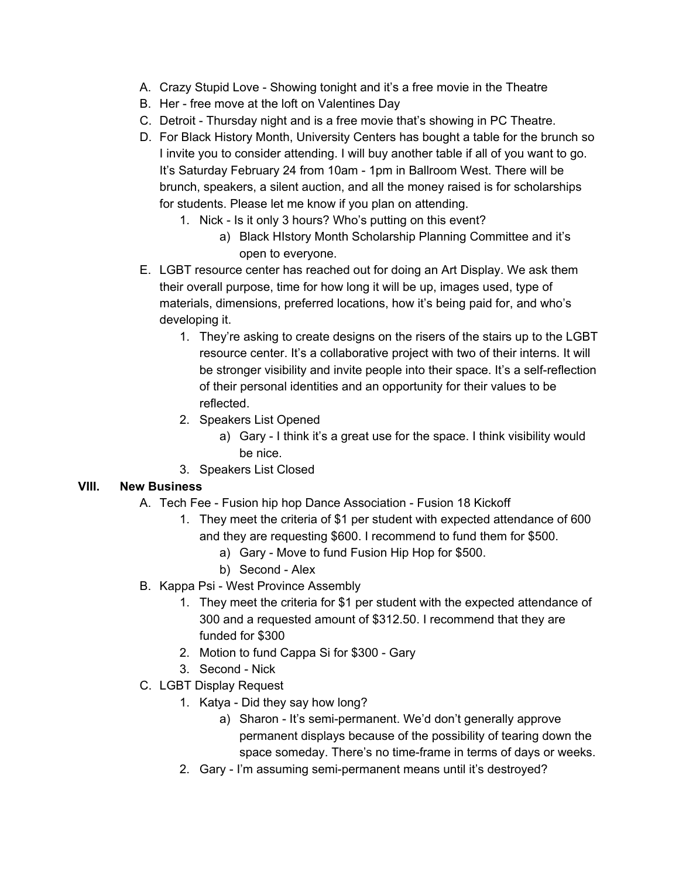A. Crazy Stupid Love - Showing tonight and it's a free movie in the Theatre
B. Her - free move at the loft on Valentines Day
C. Detroit - Thursday night and is a free movie that's showing in PC Theatre.
D. For Black History Month, University Centers has bought a table for the brunch so I invite you to consider attending. I will buy another table if all of you want to go. It's Saturday February 24 from 10am - 1pm in Ballroom West. There will be brunch, speakers, a silent auction, and all the money raised is for scholarships for students. Please let me know if you plan on attending.
    1. Nick - Is it only 3 hours? Who's putting on this event?
        a) Black HIstory Month Scholarship Planning Committee and it's open to everyone.
E. LGBT resource center has reached out for doing an Art Display. We ask them their overall purpose, time for how long it will be up, images used, type of materials, dimensions, preferred locations, how it's being paid for, and who's developing it.
    1. They're asking to create designs on the risers of the stairs up to the LGBT resource center. It's a collaborative project with two of their interns. It will be stronger visibility and invite people into their space. It's a self-reflection of their personal identities and an opportunity for their values to be reflected.
    2. Speakers List Opened
        a) Gary - I think it's a great use for the space. I think visibility would be nice.
    3. Speakers List Closed

## VIII. New Business

A. Tech Fee - Fusion hip hop Dance Association - Fusion 18 Kickoff
    1. They meet the criteria of $1 per student with expected attendance of 600 and they are requesting $600. I recommend to fund them for $500.
        a) Gary - Move to fund Fusion Hip Hop for $500.
        b) Second - Alex
B. Kappa Psi - West Province Assembly
    1. They meet the criteria for $1 per student with the expected attendance of 300 and a requested amount of $312.50. I recommend that they are funded for $300
    2. Motion to fund Cappa Si for $300 - Gary
    3. Second - Nick
C. LGBT Display Request
    1. Katya - Did they say how long?
        a) Sharon - It's semi-permanent. We'd don't generally approve permanent displays because of the possibility of tearing down the space someday. There's no time-frame in terms of days or weeks.
    2. Gary - I'm assuming semi-permanent means until it's destroyed?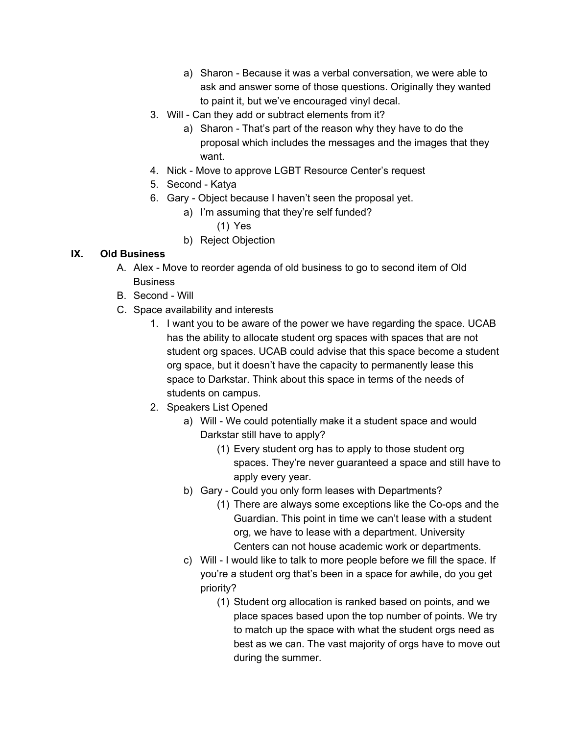a) Sharon - Because it was a verbal conversation, we were able to ask and answer some of those questions. Originally they wanted to paint it, but we've encouraged vinyl decal.

   3. Will - Can they add or subtract elements from it?
      a) Sharon - That's part of the reason why they have to do the proposal which includes the messages and the images that they want.
   4. Nick - Move to approve LGBT Resource Center's request
   5. Second - Katya
   6. Gary - Object because I haven't seen the proposal yet.
      a) I'm assuming that they're self funded?
         (1) Yes
      b) Reject Objection

**IX. Old Business**

A. Alex - Move to reorder agenda of old business to go to second item of Old Business

B. Second - Will

C. Space availability and interests
   1. I want you to be aware of the power we have regarding the space. UCAB has the ability to allocate student org spaces with spaces that are not student org spaces. UCAB could advise that this space become a student org space, but it doesn't have the capacity to permanently lease this space to Darkstar. Think about this space in terms of the needs of students on campus.
   2. Speakers List Opened
      a) Will - We could potentially make it a student space and would Darkstar still have to apply?
         (1) Every student org has to apply to those student org spaces. They're never guaranteed a space and still have to apply every year.
      b) Gary - Could you only form leases with Departments?
         (1) There are always some exceptions like the Co-ops and the Guardian. This point in time we can't lease with a student org, we have to lease with a department. University Centers can not house academic work or departments.
      c) Will - I would like to talk to more people before we fill the space. If you're a student org that's been in a space for awhile, do you get priority?
         (1) Student org allocation is ranked based on points, and we place spaces based upon the top number of points. We try to match up the space with what the student orgs need as best as we can. The vast majority of orgs have to move out during the summer.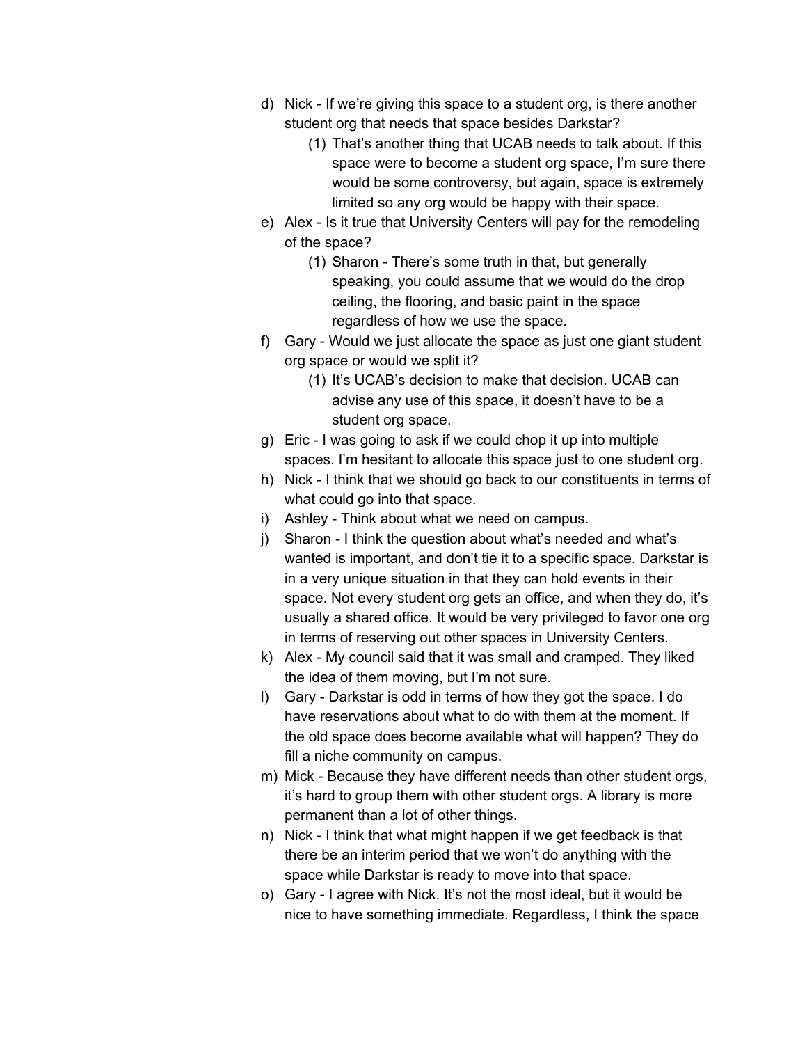d) Nick - If we're giving this space to a student org, is there another student org that needs that space besides Darkstar?
    (1) That's another thing that UCAB needs to talk about. If this space were to become a student org space, I'm sure there would be some controversy, but again, space is extremely limited so any org would be happy with their space.
e) Alex - Is it true that University Centers will pay for the remodeling of the space?
    (1) Sharon - There's some truth in that, but generally speaking, you could assume that we would do the drop ceiling, the flooring, and basic paint in the space regardless of how we use the space.
f) Gary - Would we just allocate the space as just one giant student org space or would we split it?
    (1) It's UCAB's decision to make that decision. UCAB can advise any use of this space, it doesn't have to be a student org space.
g) Eric - I was going to ask if we could chop it up into multiple spaces. I'm hesitant to allocate this space just to one student org.
h) Nick - I think that we should go back to our constituents in terms of what could go into that space.
i) Ashley - Think about what we need on campus.
j) Sharon - I think the question about what's needed and what's wanted is important, and don't tie it to a specific space. Darkstar is in a very unique situation in that they can hold events in their space. Not every student org gets an office, and when they do, it's usually a shared office. It would be very privileged to favor one org in terms of reserving out other spaces in University Centers.
k) Alex - My council said that it was small and cramped. They liked the idea of them moving, but I'm not sure.
l) Gary - Darkstar is odd in terms of how they got the space. I do have reservations about what to do with them at the moment. If the old space does become available what will happen? They do fill a niche community on campus.
m) Mick - Because they have different needs than other student orgs, it's hard to group them with other student orgs. A library is more permanent than a lot of other things.
n) Nick - I think that what might happen if we get feedback is that there be an interim period that we won't do anything with the space while Darkstar is ready to move into that space.
o) Gary - I agree with Nick. It's not the most ideal, but it would be nice to have something immediate. Regardless, I think the space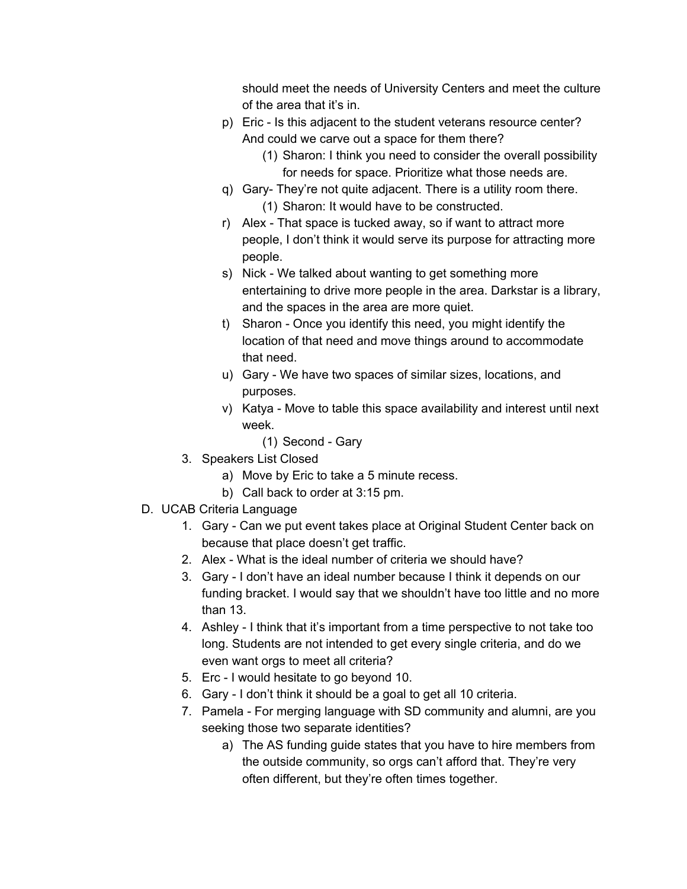should meet the needs of University Centers and meet the culture of the area that it's in.

p) Eric - Is this adjacent to the student veterans resource center? And could we carve out a space for them there?
    (1) Sharon: I think you need to consider the overall possibility for needs for space. Prioritize what those needs are.
q) Gary- They're not quite adjacent. There is a utility room there.
    (1) Sharon: It would have to be constructed.
r) Alex - That space is tucked away, so if want to attract more people, I don't think it would serve its purpose for attracting more people.
s) Nick - We talked about wanting to get something more entertaining to drive more people in the area. Darkstar is a library, and the spaces in the area are more quiet.
t) Sharon - Once you identify this need, you might identify the location of that need and move things around to accommodate that need.
u) Gary - We have two spaces of similar sizes, locations, and purposes.
v) Katya - Move to table this space availability and interest until next week.
    (1) Second - Gary

3. Speakers List Closed
    a) Move by Eric to take a 5 minute recess.
    b) Call back to order at 3:15 pm.

D. UCAB Criteria Language
1. Gary - Can we put event takes place at Original Student Center back on because that place doesn't get traffic.
2. Alex - What is the ideal number of criteria we should have?
3. Gary - I don't have an ideal number because I think it depends on our funding bracket. I would say that we shouldn't have too little and no more than 13.
4. Ashley - I think that it's important from a time perspective to not take too long. Students are not intended to get every single criteria, and do we even want orgs to meet all criteria?
5. Erc - I would hesitate to go beyond 10.
6. Gary - I don't think it should be a goal to get all 10 criteria.
7. Pamela - For merging language with SD community and alumni, are you seeking those two separate identities?
    a) The AS funding guide states that you have to hire members from the outside community, so orgs can't afford that. They're very often different, but they're often times together.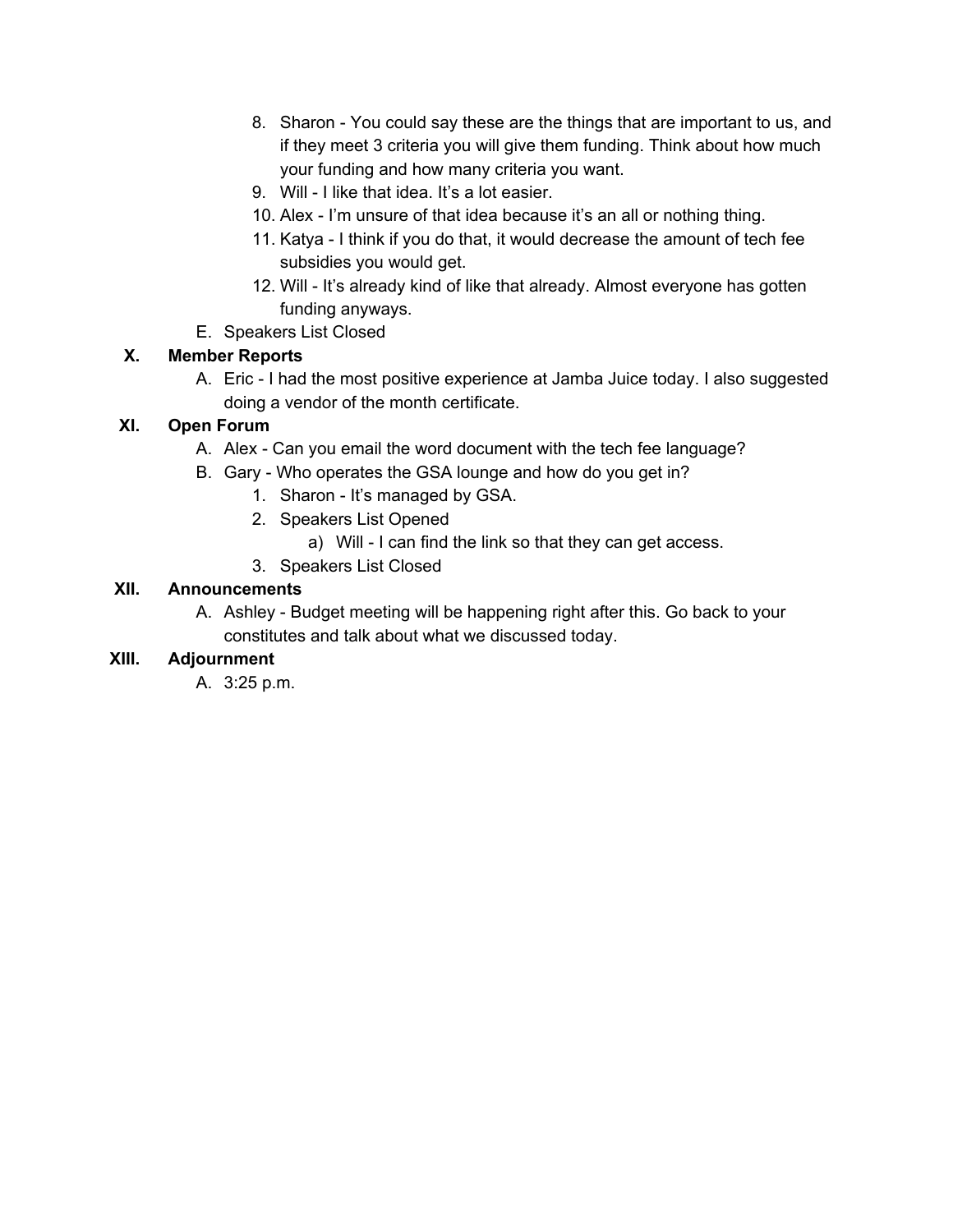8. Sharon - You could say these are the things that are important to us, and if they meet 3 criteria you will give them funding. Think about how much your funding and how many criteria you want.
9. Will - I like that idea. It's a lot easier.
10. Alex - I'm unsure of that idea because it's an all or nothing thing.
11. Katya - I think if you do that, it would decrease the amount of tech fee subsidies you would get.
12. Will - It's already kind of like that already. Almost everyone has gotten funding anyways.

E. Speakers List Closed

**X. Member Reports**

A. Eric - I had the most positive experience at Jamba Juice today. I also suggested doing a vendor of the month certificate.

**XI. Open Forum**

A. Alex - Can you email the word document with the tech fee language?

B. Gary - Who operates the GSA lounge and how do you get in?

1. Sharon - It's managed by GSA.
2. Speakers List Opened
    a) Will - I can find the link so that they can get access.
3. Speakers List Closed

**XII. Announcements**

A. Ashley - Budget meeting will be happening right after this. Go back to your constitutes and talk about what we discussed today.

**XIII. Adjournment**

A. 3:25 p.m.